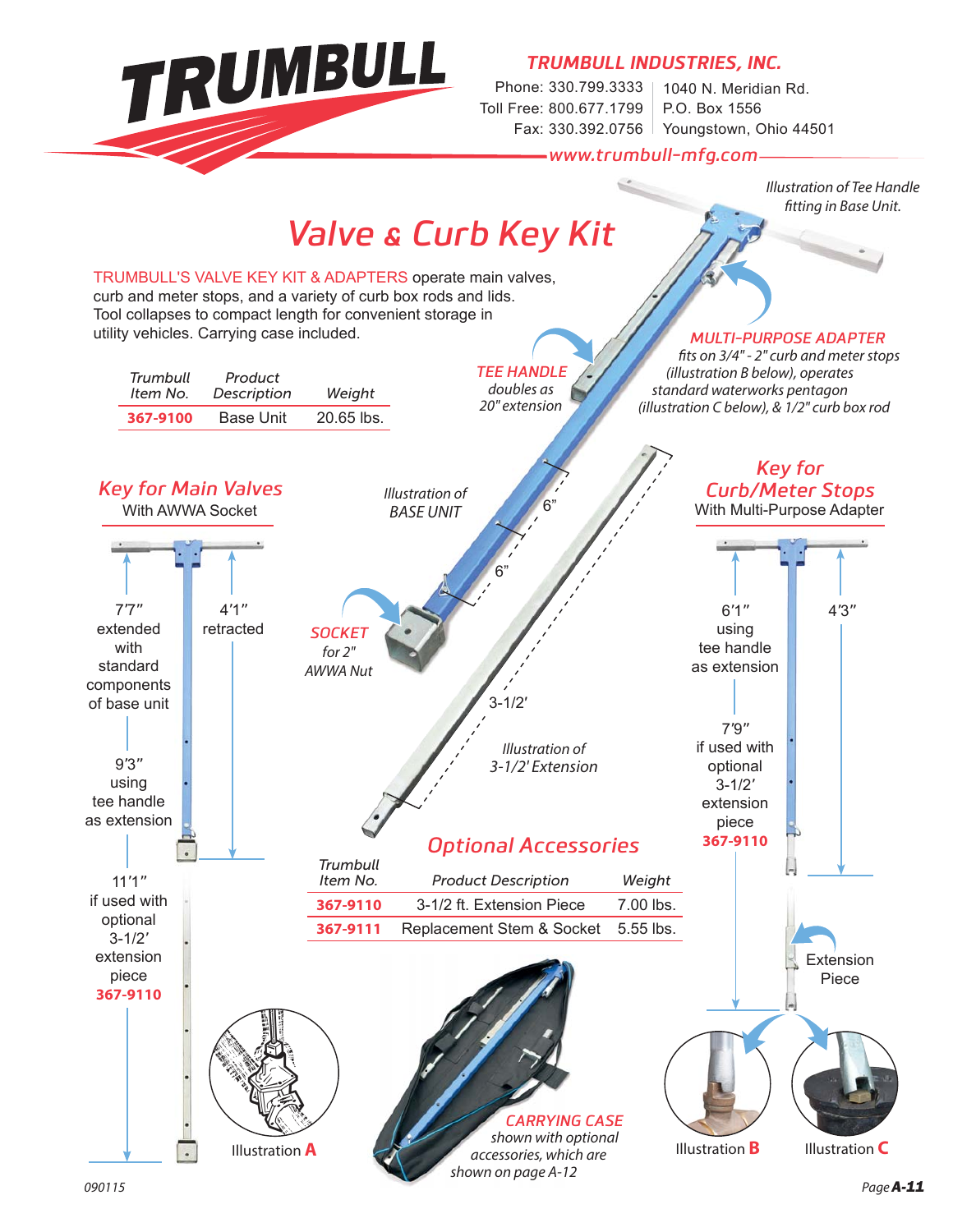# TRUMBULL

**TRUMBULL INDUSTRIES, INC.**

Phone: 330.799.3333
Toll Free: 800.677.1799
Fax: 330.392.0756

1040 N. Meridian Rd.
P.O. Box 1556
Youngstown, Ohio 44501

www.trumbull-mfg.com

*Illustration of Tee Handle fitting in Base Unit.*

# Valve & Curb Key Kit

TRUMBULL'S VALVE KEY KIT & ADAPTERS operate main valves, curb and meter stops, and a variety of curb box rods and lids. Tool collapses to compact length for convenient storage in utility vehicles. Carrying case included.

| *Trumbull Item No.* | *Product Description* | *Weight* |
|---|---|---|
| **367-9100** | Base Unit | 20.65 lbs. |

**MULTI-PURPOSE ADAPTER**
*fits on 3/4" - 2" curb and meter stops (illustration B below), operates standard waterworks pentagon (illustration C below), & 1/2" curb box rod*

**TEE HANDLE**
*doubles as 20" extension*

*Illustration of BASE UNIT*

6"

6"

**SOCKET**
*for 2" AWWA Nut*

3-1/2'

*Illustration of 3-1/2' Extension*

## Key for Main Valves
With AWWA Socket

7'7" extended with standard components of base unit

4'1" retracted

9'3" using tee handle as extension

11'1" if used with optional 3-1/2' extension piece **367-9110**

Illustration **A**

## Key for Curb/Meter Stops
With Multi-Purpose Adapter

6'1" using tee handle as extension

4'3"

7'9" if used with optional 3-1/2' extension piece **367-9110**

Extension Piece

Illustration **B**

Illustration **C**

## Optional Accessories

| *Trumbull Item No.* | *Product Description* | *Weight* |
|---|---|---|
| **367-9110** | 3-1/2 ft. Extension Piece | 7.00 lbs. |
| **367-9111** | Replacement Stem & Socket | 5.55 lbs. |

**CARRYING CASE**
*shown with optional accessories, which are shown on page A-12*

090115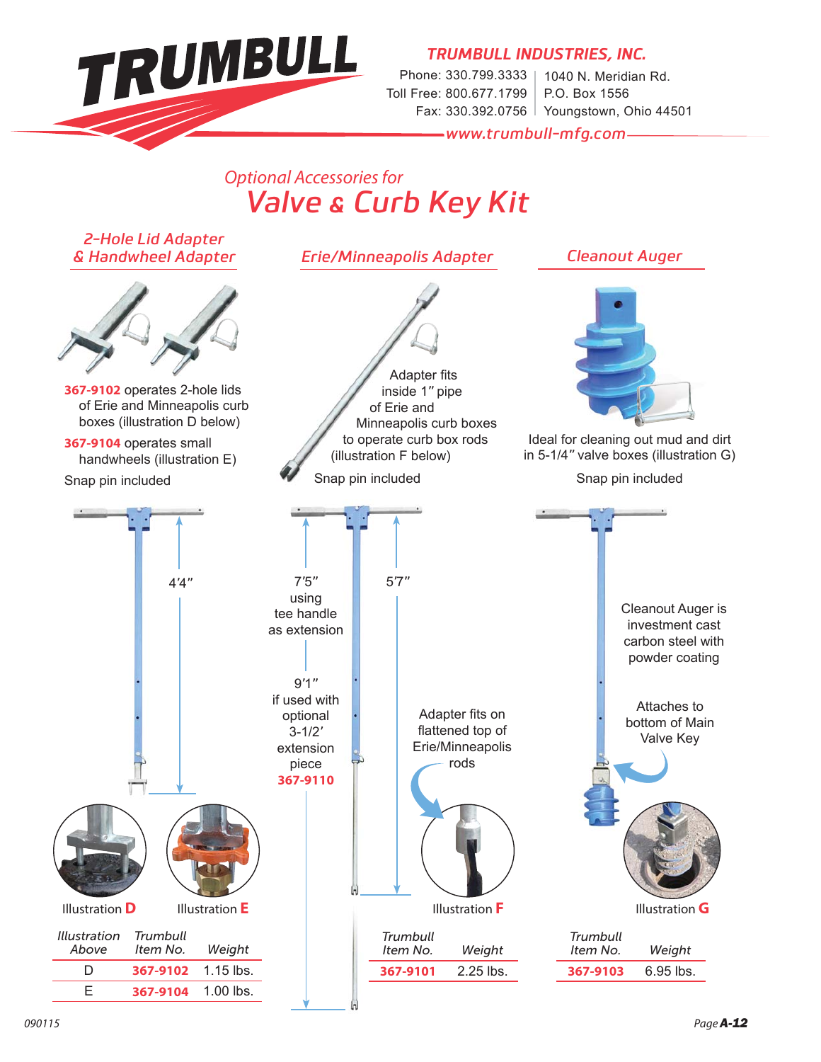# TRUMBULL

**TRUMBULL INDUSTRIES, INC.**

Phone: 330.799.3333
Toll Free: 800.677.1799
Fax: 330.392.0756

1040 N. Meridian Rd.
P.O. Box 1556
Youngstown, Ohio 44501

www.trumbull-mfg.com

*Optional Accessories for*

## Valve & Curb Key Kit

### 2-Hole Lid Adapter & Handwheel Adapter

**367-9102** operates 2-hole lids of Erie and Minneapolis curb boxes (illustration D below)

**367-9104** operates small handwheels (illustration E)

Snap pin included

4′4″

Illustration **D**

Illustration **E**

| Illustration Above | Trumbull Item No. | Weight |
|---|---|---|
| D | **367-9102** | 1.15 lbs. |
| E | **367-9104** | 1.00 lbs. |

### Erie/Minneapolis Adapter

Adapter fits inside 1″ pipe of Erie and Minneapolis curb boxes to operate curb box rods (illustration F below)

Snap pin included

7′5″ using tee handle as extension

9′1″ if used with optional 3-1/2′ extension piece **367-9110**

5′7″

Adapter fits on flattened top of Erie/Minneapolis rods

Illustration **F**

| Trumbull Item No. | Weight |
|---|---|
| **367-9101** | 2.25 lbs. |

### Cleanout Auger

Ideal for cleaning out mud and dirt in 5-1/4″ valve boxes (illustration G)

Snap pin included

Cleanout Auger is investment cast carbon steel with powder coating

Attaches to bottom of Main Valve Key

Illustration **G**

| Trumbull Item No. | Weight |
|---|---|
| **367-9103** | 6.95 lbs. |

090115